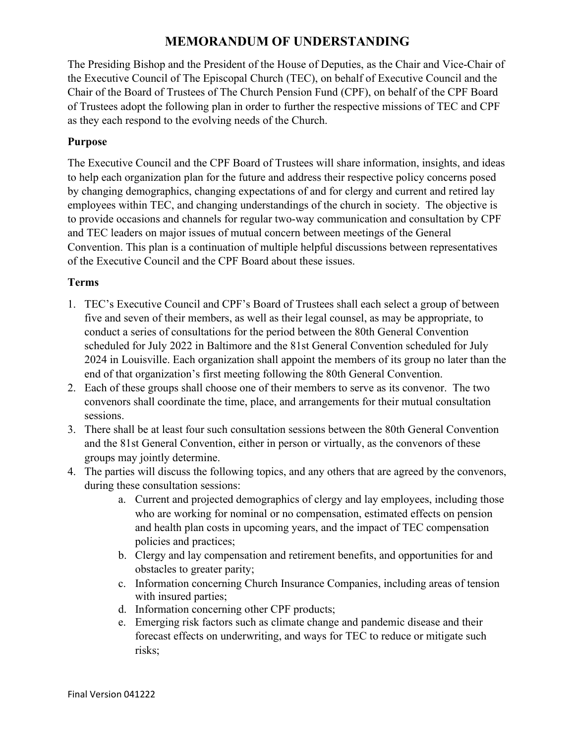# MEMORANDUM OF UNDERSTANDING

The Presiding Bishop and the President of the House of Deputies, as the Chair and Vice-Chair of the Executive Council of The Episcopal Church (TEC), on behalf of Executive Council and the Chair of the Board of Trustees of The Church Pension Fund (CPF), on behalf of the CPF Board of Trustees adopt the following plan in order to further the respective missions of TEC and CPF as they each respond to the evolving needs of the Church.

## Purpose

The Executive Council and the CPF Board of Trustees will share information, insights, and ideas to help each organization plan for the future and address their respective policy concerns posed by changing demographics, changing expectations of and for clergy and current and retired lay employees within TEC, and changing understandings of the church in society. The objective is to provide occasions and channels for regular two-way communication and consultation by CPF and TEC leaders on major issues of mutual concern between meetings of the General Convention. This plan is a continuation of multiple helpful discussions between representatives of the Executive Council and the CPF Board about these issues.

## Terms

1. TEC's Executive Council and CPF's Board of Trustees shall each select a group of between five and seven of their members, as well as their legal counsel, as may be appropriate, to conduct a series of consultations for the period between the 80th General Convention scheduled for July 2022 in Baltimore and the 81st General Convention scheduled for July 2024 in Louisville. Each organization shall appoint the members of its group no later than the end of that organization's first meeting following the 80th General Convention.
2. Each of these groups shall choose one of their members to serve as its convenor. The two convenors shall coordinate the time, place, and arrangements for their mutual consultation sessions.
3. There shall be at least four such consultation sessions between the 80th General Convention and the 81st General Convention, either in person or virtually, as the convenors of these groups may jointly determine.
4. The parties will discuss the following topics, and any others that are agreed by the convenors, during these consultation sessions:
    a. Current and projected demographics of clergy and lay employees, including those who are working for nominal or no compensation, estimated effects on pension and health plan costs in upcoming years, and the impact of TEC compensation policies and practices;
    b. Clergy and lay compensation and retirement benefits, and opportunities for and obstacles to greater parity;
    c. Information concerning Church Insurance Companies, including areas of tension with insured parties;
    d. Information concerning other CPF products;
    e. Emerging risk factors such as climate change and pandemic disease and their forecast effects on underwriting, and ways for TEC to reduce or mitigate such risks;

Final Version 041222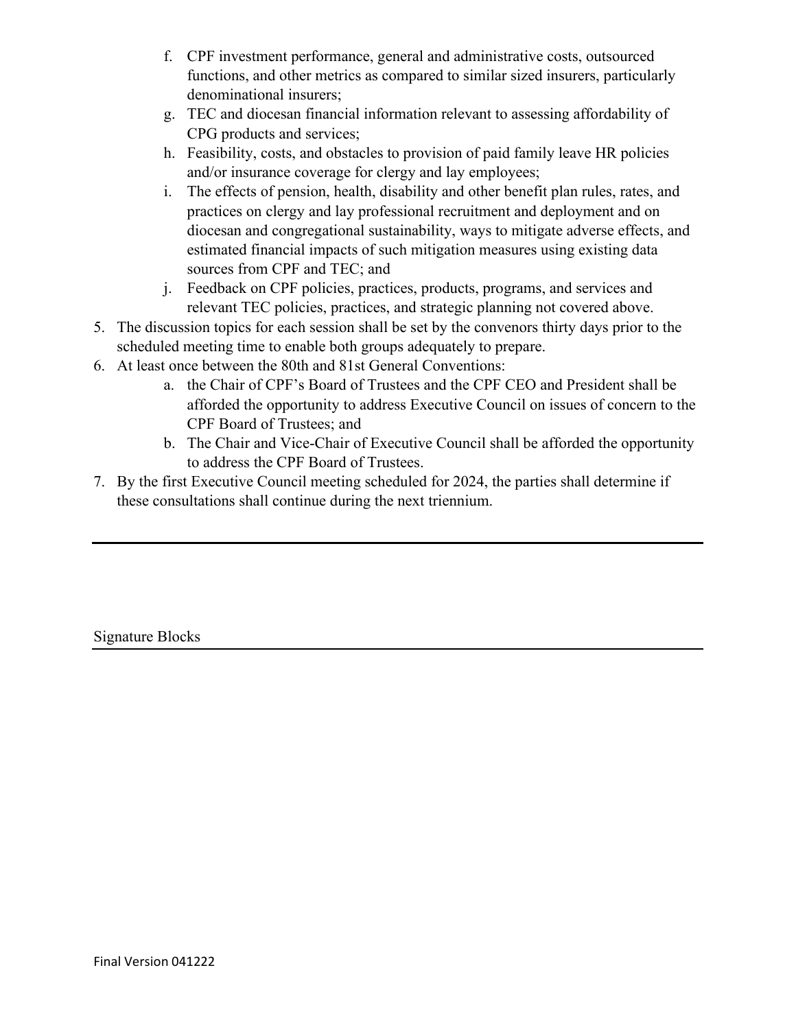f. CPF investment performance, general and administrative costs, outsourced functions, and other metrics as compared to similar sized insurers, particularly denominational insurers;
   g. TEC and diocesan financial information relevant to assessing affordability of CPG products and services;
   h. Feasibility, costs, and obstacles to provision of paid family leave HR policies and/or insurance coverage for clergy and lay employees;
   i. The effects of pension, health, disability and other benefit plan rules, rates, and practices on clergy and lay professional recruitment and deployment and on diocesan and congregational sustainability, ways to mitigate adverse effects, and estimated financial impacts of such mitigation measures using existing data sources from CPF and TEC; and
   j. Feedback on CPF policies, practices, products, programs, and services and relevant TEC policies, practices, and strategic planning not covered above.
5. The discussion topics for each session shall be set by the convenors thirty days prior to the scheduled meeting time to enable both groups adequately to prepare.
6. At least once between the 80th and 81st General Conventions:
   a. the Chair of CPF's Board of Trustees and the CPF CEO and President shall be afforded the opportunity to address Executive Council on issues of concern to the CPF Board of Trustees; and
   b. The Chair and Vice-Chair of Executive Council shall be afforded the opportunity to address the CPF Board of Trustees.
7. By the first Executive Council meeting scheduled for 2024, the parties shall determine if these consultations shall continue during the next triennium.

---

Signature Blocks

---

Final Version 041222